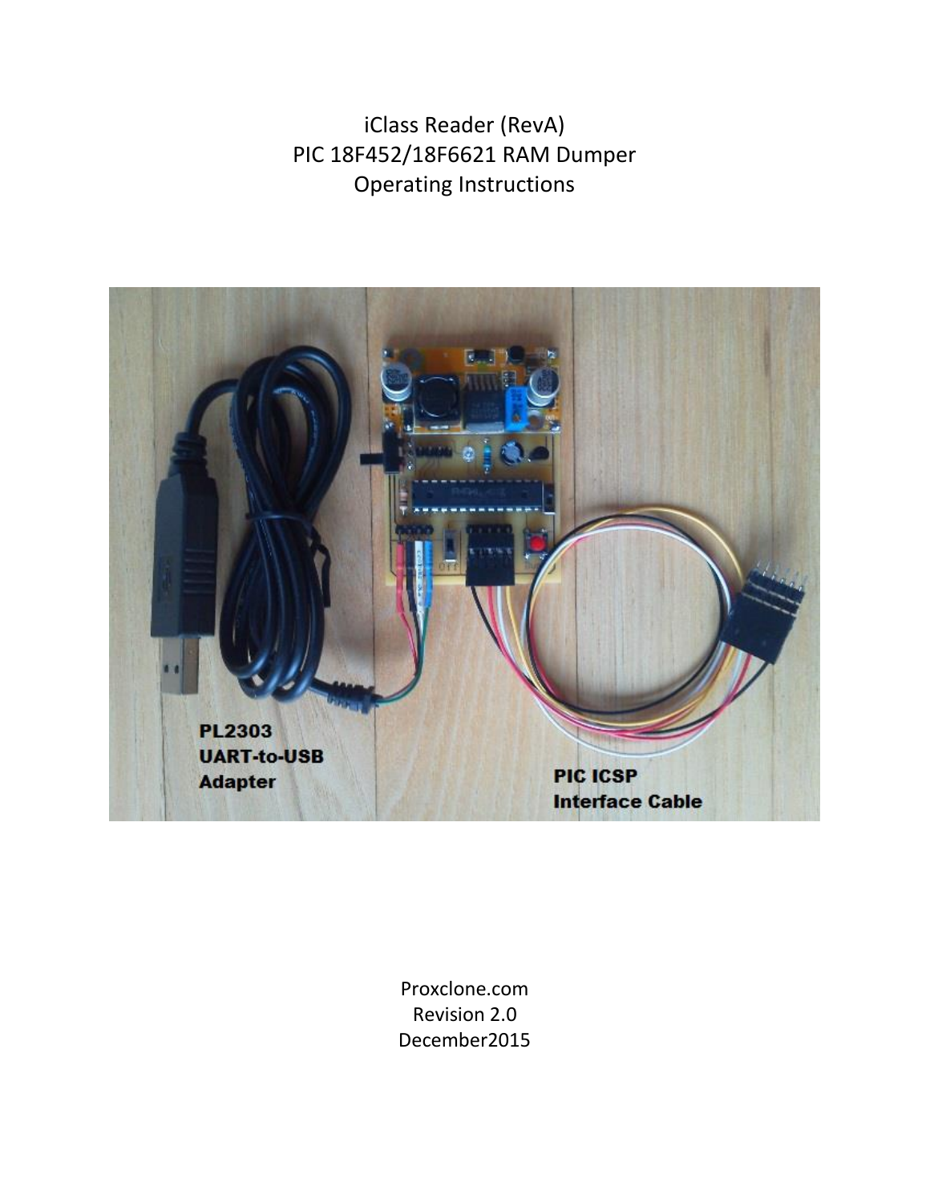# iClass Reader (RevA)
# PIC 18F452/18F6621 RAM Dumper
# Operating Instructions

PL2303
UART-to-USB
Adapter

PIC ICSP
Interface Cable

Proxclone.com
Revision 2.0
December2015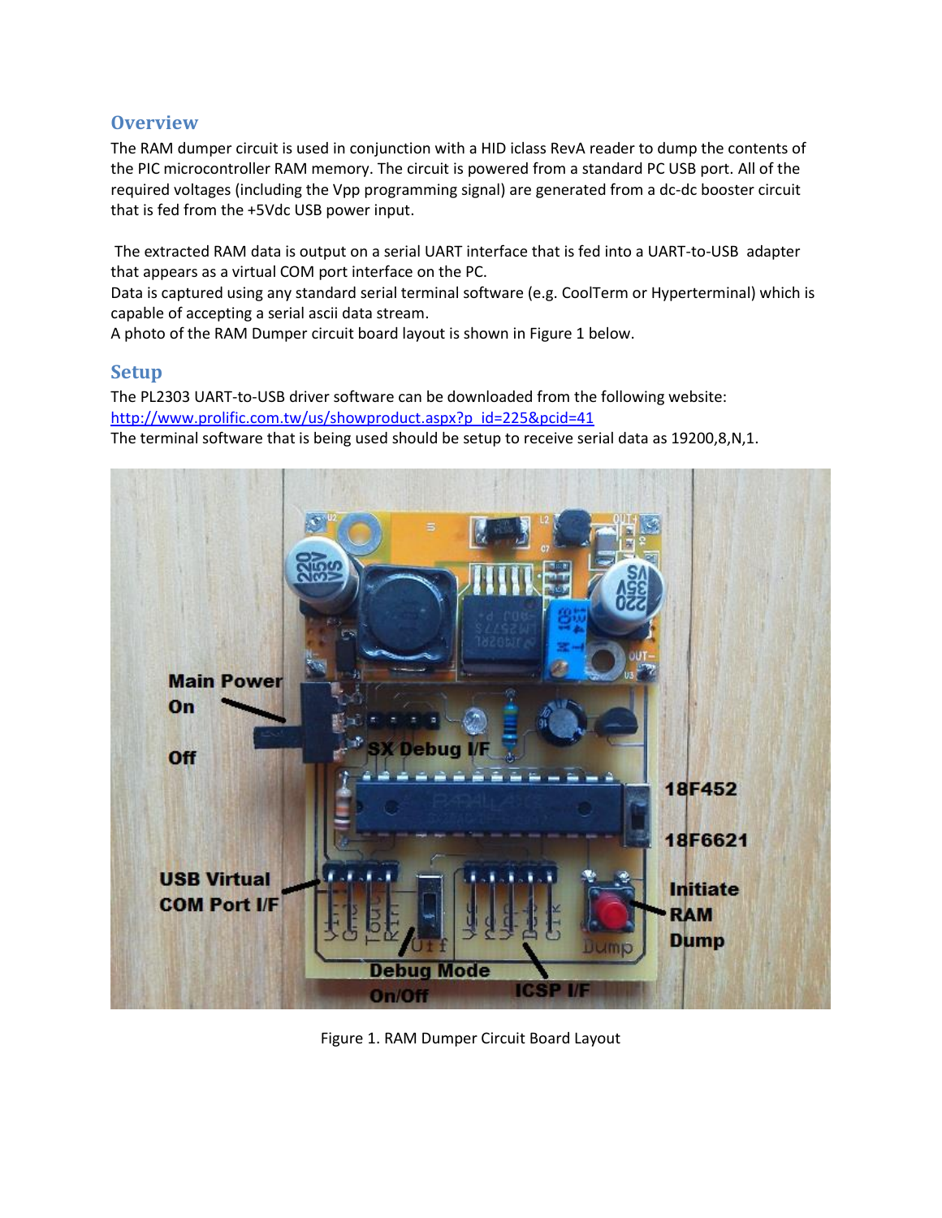## Overview

The RAM dumper circuit is used in conjunction with a HID iclass RevA reader to dump the contents of the PIC microcontroller RAM memory. The circuit is powered from a standard PC USB port. All of the required voltages (including the Vpp programming signal) are generated from a dc-dc booster circuit that is fed from the +5Vdc USB power input.

The extracted RAM data is output on a serial UART interface that is fed into a UART-to-USB adapter that appears as a virtual COM port interface on the PC.
Data is captured using any standard serial terminal software (e.g. CoolTerm or Hyperterminal) which is capable of accepting a serial ascii data stream.
A photo of the RAM Dumper circuit board layout is shown in Figure 1 below.

## Setup

The PL2303 UART-to-USB driver software can be downloaded from the following website:
http://www.prolific.com.tw/us/showproduct.aspx?p_id=225&pcid=41
The terminal software that is being used should be setup to receive serial data as 19200,8,N,1.

Figure 1. RAM Dumper Circuit Board Layout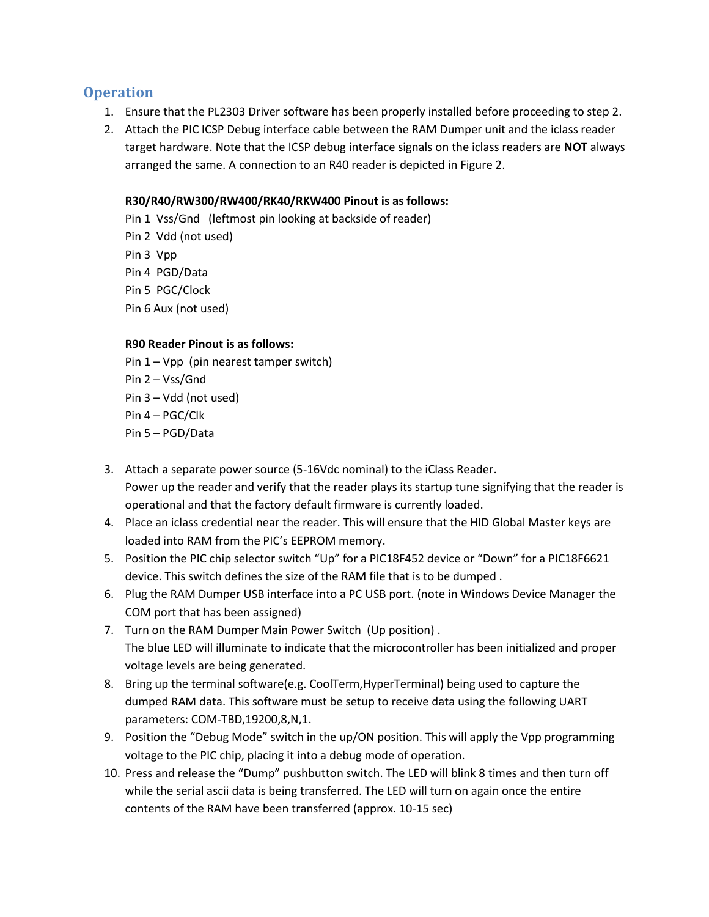## Operation

1. Ensure that the PL2303 Driver software has been properly installed before proceeding to step 2.
2. Attach the PIC ICSP Debug interface cable between the RAM Dumper unit and the iclass reader target hardware. Note that the ICSP debug interface signals on the iclass readers are **NOT** always arranged the same. A connection to an R40 reader is depicted in Figure 2.

   **R30/R40/RW300/RW400/RK40/RKW400 Pinout is as follows:**

   Pin 1 Vss/Gnd (leftmost pin looking at backside of reader)
   Pin 2 Vdd (not used)
   Pin 3 Vpp
   Pin 4 PGD/Data
   Pin 5 PGC/Clock
   Pin 6 Aux (not used)

   **R90 Reader Pinout is as follows:**

   Pin 1 – Vpp (pin nearest tamper switch)
   Pin 2 – Vss/Gnd
   Pin 3 – Vdd (not used)
   Pin 4 – PGC/Clk
   Pin 5 – PGD/Data

3. Attach a separate power source (5-16Vdc nominal) to the iClass Reader.
   Power up the reader and verify that the reader plays its startup tune signifying that the reader is operational and that the factory default firmware is currently loaded.
4. Place an iclass credential near the reader. This will ensure that the HID Global Master keys are loaded into RAM from the PIC's EEPROM memory.
5. Position the PIC chip selector switch "Up" for a PIC18F452 device or "Down" for a PIC18F6621 device. This switch defines the size of the RAM file that is to be dumped .
6. Plug the RAM Dumper USB interface into a PC USB port. (note in Windows Device Manager the COM port that has been assigned)
7. Turn on the RAM Dumper Main Power Switch (Up position) .
   The blue LED will illuminate to indicate that the microcontroller has been initialized and proper voltage levels are being generated.
8. Bring up the terminal software(e.g. CoolTerm,HyperTerminal) being used to capture the dumped RAM data. This software must be setup to receive data using the following UART parameters: COM-TBD,19200,8,N,1.
9. Position the "Debug Mode" switch in the up/ON position. This will apply the Vpp programming voltage to the PIC chip, placing it into a debug mode of operation.
10. Press and release the "Dump" pushbutton switch. The LED will blink 8 times and then turn off while the serial ascii data is being transferred. The LED will turn on again once the entire contents of the RAM have been transferred (approx. 10-15 sec)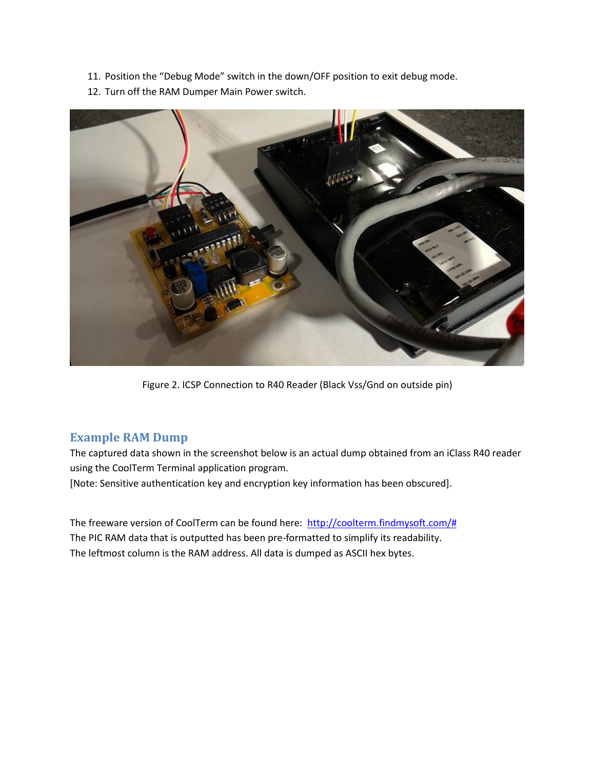11. Position the "Debug Mode" switch in the down/OFF position to exit debug mode.
12. Turn off the RAM Dumper Main Power switch.

Figure 2. ICSP Connection to R40 Reader (Black Vss/Gnd on outside pin)

## Example RAM Dump

The captured data shown in the screenshot below is an actual dump obtained from an iClass R40 reader using the CoolTerm Terminal application program.
[Note: Sensitive authentication key and encryption key information has been obscured].

The freeware version of CoolTerm can be found here: [http://coolterm.findmysoft.com/#](http://coolterm.findmysoft.com/#)
The PIC RAM data that is outputted has been pre-formatted to simplify its readability.
The leftmost column is the RAM address. All data is dumped as ASCII hex bytes.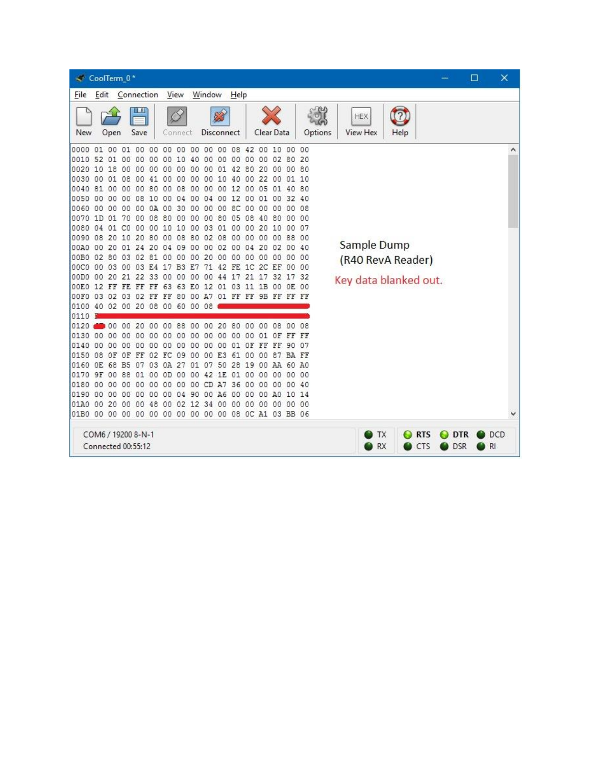CoolTerm_0 *

File Edit Connection View Window Help

New Open Save Connect Disconnect Clear Data Options View Hex Help

```
0000 01 00 01 00 00 00 00 00 00 00 08 42 00 10 00 00
0010 52 01 00 00 00 00 10 40 00 00 00 00 00 02 80 20
0020 10 18 00 00 00 00 00 00 00 01 42 80 20 00 00 80
0030 00 01 08 00 41 00 00 00 00 10 40 00 22 00 01 10
0040 81 00 00 00 80 00 08 00 00 00 12 00 05 01 40 80
0050 00 00 00 08 10 00 04 00 04 00 12 00 01 00 32 40
0060 00 00 00 00 0A 00 30 00 00 00 8C 00 00 00 00 08
0070 1D 01 70 00 08 80 00 00 00 80 05 08 40 80 00 00
0080 04 01 C0 00 00 10 10 00 03 01 00 00 20 10 00 07
0090 08 20 10 20 80 00 08 80 02 08 00 00 00 00 88 00
00A0 00 20 01 24 20 04 09 00 00 02 00 04 20 02 00 40
00B0 02 80 03 02 81 00 00 00 20 00 00 00 00 00 00 00
00C0 00 03 00 03 E4 17 B3 E7 71 42 FE 1C 2C EF 00 00
00D0 00 20 21 22 33 00 00 00 00 44 17 21 17 32 17 32
00E0 12 FF FE FF FF 63 63 E0 12 01 03 11 1B 00 0E 00
00F0 03 02 03 02 FF FF 80 00 A7 01 FF FF 9B FF FF FF
0100 40 02 00 20 08 00 60 00 08
0110
0120    00 00 20 00 00 88 00 00 20 80 00 00 08 00 08
0130 00 00 00 00 00 00 00 00 00 00 00 00 01 0F FF FF
0140 00 00 00 00 00 00 00 00 00 00 00 01 0F FF FF 90 07
0150 08 0F 0F FF 02 FC 09 00 00 E3 61 00 00 87 BA FF
0160 0E 68 B5 07 03 0A 27 01 07 50 28 19 00 AA 60 A0
0170 9F 00 88 01 00 0D 00 00 42 1E 01 00 00 00 00 00
0180 00 00 00 00 00 00 00 00 CD A7 36 00 00 00 00 40
0190 00 00 00 00 00 00 04 90 00 A6 00 00 00 A0 10 14
01A0 00 20 00 00 48 00 02 12 34 00 00 00 00 00 00 00
01B0 00 00 00 00 00 00 00 00 00 00 08 0C A1 03 BB 06
```

COM6 / 19200 8-N-1
Connected 00:55:12

TX RX RTS CTS DTR DSR DCD RI

Sample Dump
(R40 RevA Reader)

Key data blanked out.